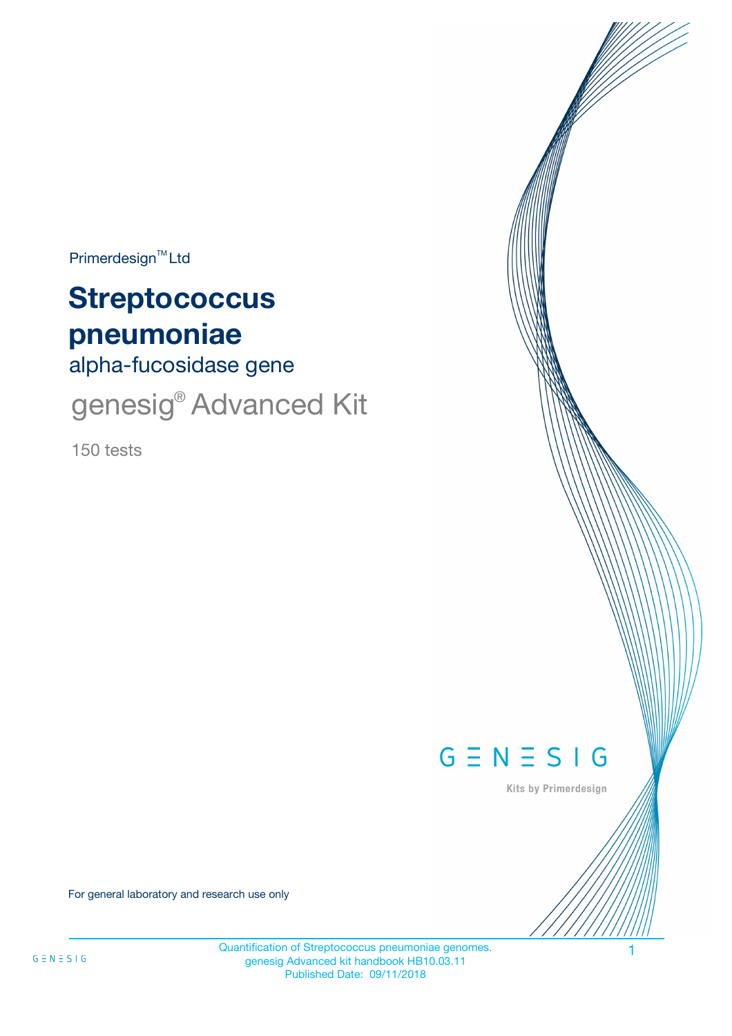Primerdesign™ Ltd

# Streptococcus pneumoniae

alpha-fucosidase gene

genesig® Advanced Kit

150 tests

GENESIG

Kits by Primerdesign

For general laboratory and research use only

Quantification of Streptococcus pneumoniae genomes.
genesig Advanced kit handbook HB10.03.11
Published Date: 09/11/2018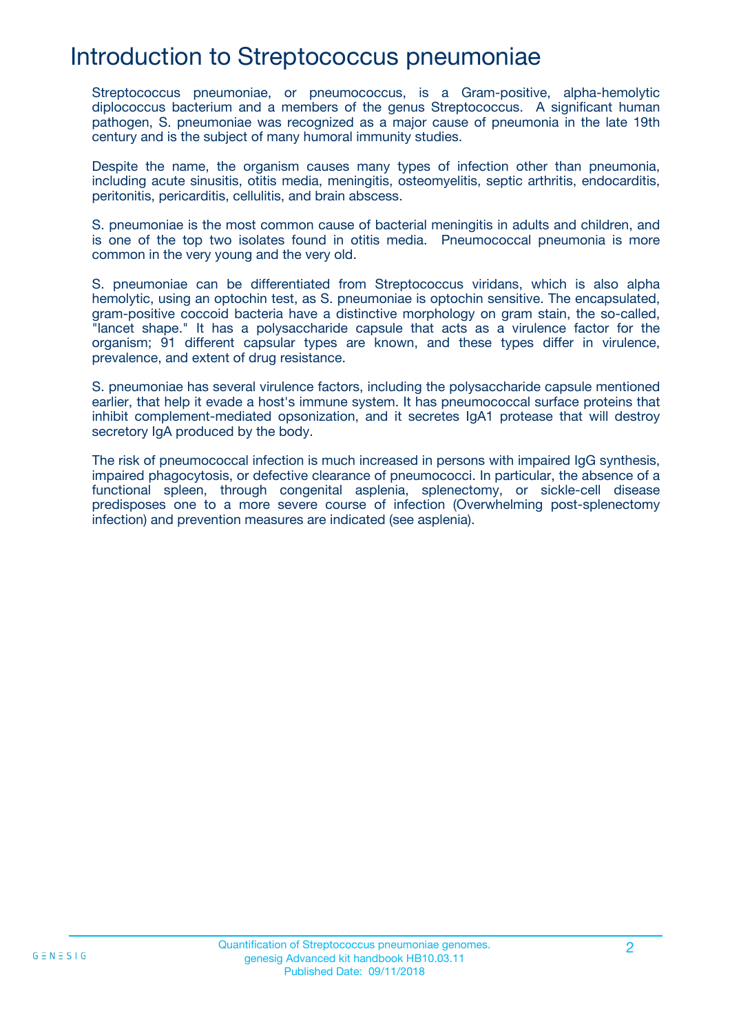# Introduction to Streptococcus pneumoniae

Streptococcus pneumoniae, or pneumococcus, is a Gram-positive, alpha-hemolytic diplococcus bacterium and a members of the genus Streptococcus. A significant human pathogen, S. pneumoniae was recognized as a major cause of pneumonia in the late 19th century and is the subject of many humoral immunity studies.

Despite the name, the organism causes many types of infection other than pneumonia, including acute sinusitis, otitis media, meningitis, osteomyelitis, septic arthritis, endocarditis, peritonitis, pericarditis, cellulitis, and brain abscess.

S. pneumoniae is the most common cause of bacterial meningitis in adults and children, and is one of the top two isolates found in otitis media. Pneumococcal pneumonia is more common in the very young and the very old.

S. pneumoniae can be differentiated from Streptococcus viridans, which is also alpha hemolytic, using an optochin test, as S. pneumoniae is optochin sensitive. The encapsulated, gram-positive coccoid bacteria have a distinctive morphology on gram stain, the so-called, "lancet shape." It has a polysaccharide capsule that acts as a virulence factor for the organism; 91 different capsular types are known, and these types differ in virulence, prevalence, and extent of drug resistance.

S. pneumoniae has several virulence factors, including the polysaccharide capsule mentioned earlier, that help it evade a host's immune system. It has pneumococcal surface proteins that inhibit complement-mediated opsonization, and it secretes IgA1 protease that will destroy secretory IgA produced by the body.

The risk of pneumococcal infection is much increased in persons with impaired IgG synthesis, impaired phagocytosis, or defective clearance of pneumococci. In particular, the absence of a functional spleen, through congenital asplenia, splenectomy, or sickle-cell disease predisposes one to a more severe course of infection (Overwhelming post-splenectomy infection) and prevention measures are indicated (see asplenia).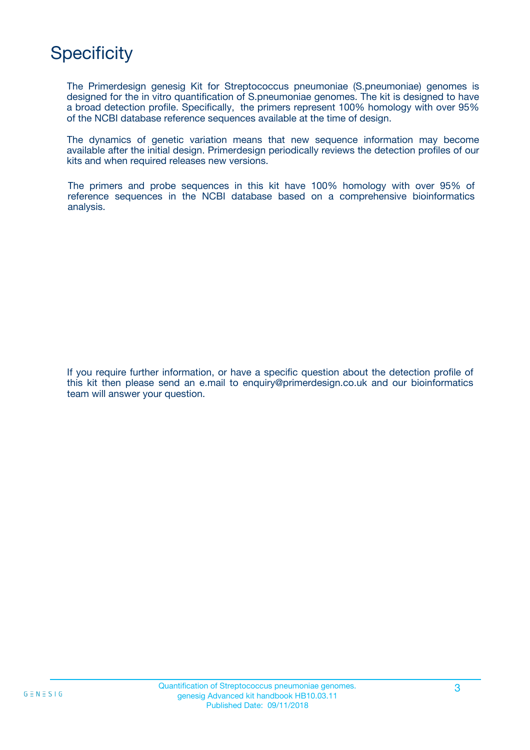# Specificity

The Primerdesign genesig Kit for Streptococcus pneumoniae (S.pneumoniae) genomes is designed for the in vitro quantification of S.pneumoniae genomes. The kit is designed to have a broad detection profile. Specifically, the primers represent 100% homology with over 95% of the NCBI database reference sequences available at the time of design.

The dynamics of genetic variation means that new sequence information may become available after the initial design. Primerdesign periodically reviews the detection profiles of our kits and when required releases new versions.

The primers and probe sequences in this kit have 100% homology with over 95% of reference sequences in the NCBI database based on a comprehensive bioinformatics analysis.

If you require further information, or have a specific question about the detection profile of this kit then please send an e.mail to enquiry@primerdesign.co.uk and our bioinformatics team will answer your question.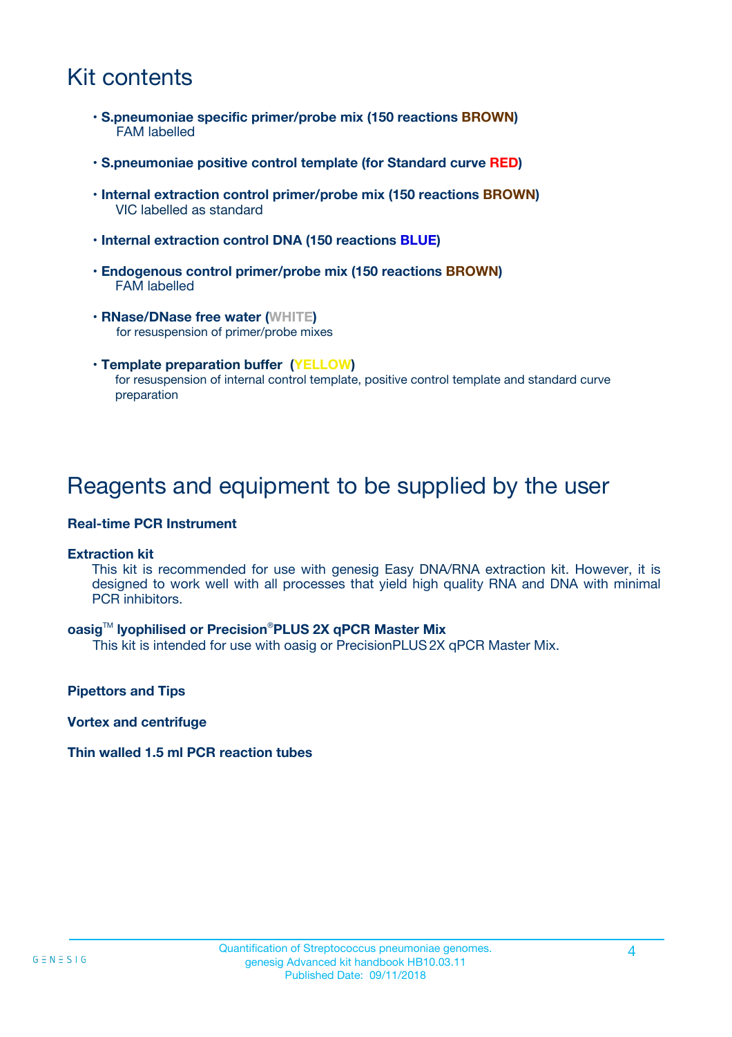# Kit contents

- **S.pneumoniae specific primer/probe mix (150 reactions BROWN)**
  FAM labelled
- **S.pneumoniae positive control template (for Standard curve RED)**
- **Internal extraction control primer/probe mix (150 reactions BROWN)**
  VIC labelled as standard
- **Internal extraction control DNA (150 reactions BLUE)**
- **Endogenous control primer/probe mix (150 reactions BROWN)**
  FAM labelled
- **RNase/DNase free water (WHITE)**
  for resuspension of primer/probe mixes
- **Template preparation buffer (YELLOW)**
  for resuspension of internal control template, positive control template and standard curve preparation

# Reagents and equipment to be supplied by the user

**Real-time PCR Instrument**

**Extraction kit**

This kit is recommended for use with genesig Easy DNA/RNA extraction kit. However, it is designed to work well with all processes that yield high quality RNA and DNA with minimal PCR inhibitors.

**oasig™ lyophilised or Precision®PLUS 2X qPCR Master Mix**

This kit is intended for use with oasig or PrecisionPLUS 2X qPCR Master Mix.

**Pipettors and Tips**

**Vortex and centrifuge**

**Thin walled 1.5 ml PCR reaction tubes**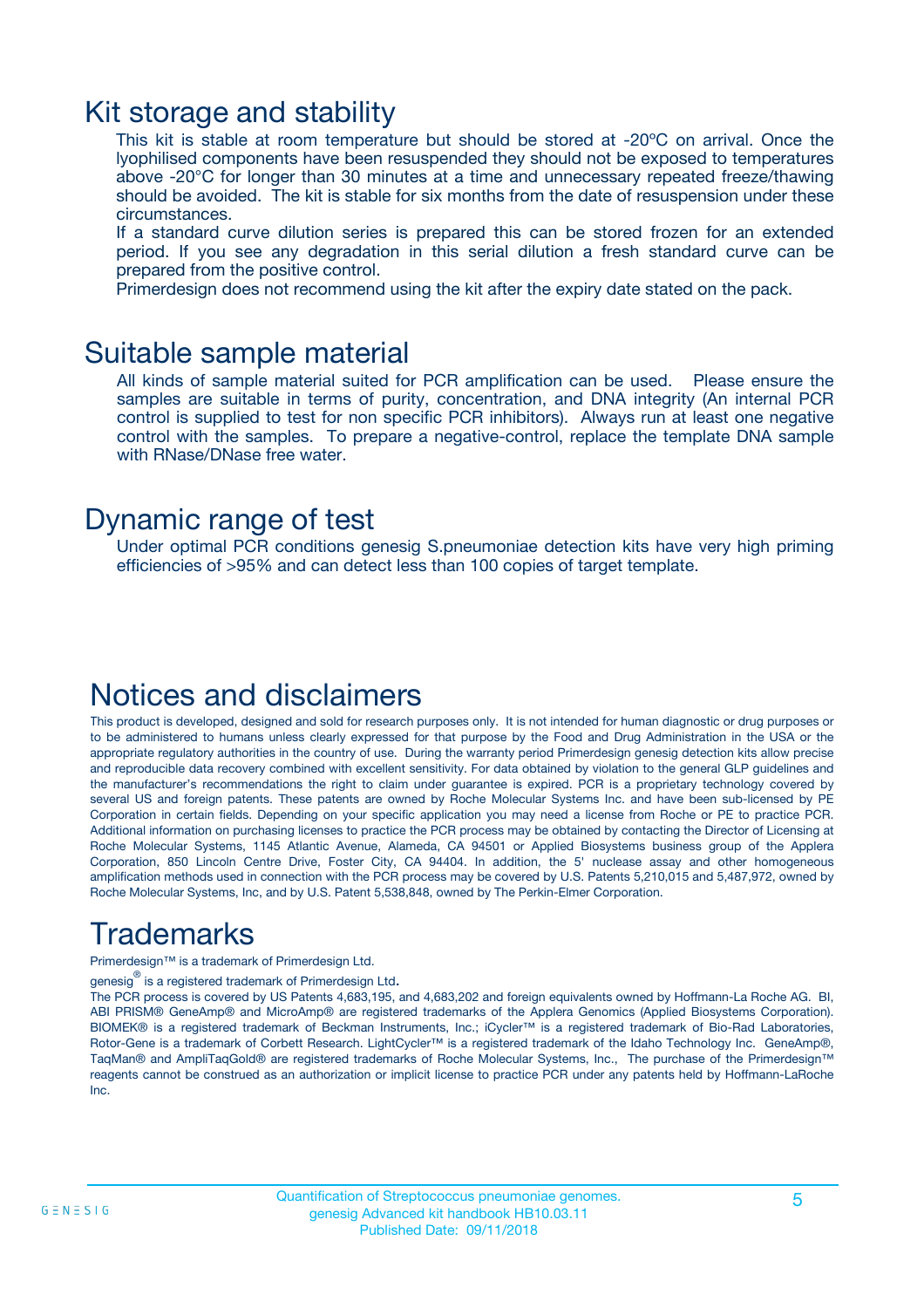# Kit storage and stability

This kit is stable at room temperature but should be stored at -20ºC on arrival. Once the lyophilised components have been resuspended they should not be exposed to temperatures above -20°C for longer than 30 minutes at a time and unnecessary repeated freeze/thawing should be avoided. The kit is stable for six months from the date of resuspension under these circumstances.

If a standard curve dilution series is prepared this can be stored frozen for an extended period. If you see any degradation in this serial dilution a fresh standard curve can be prepared from the positive control.

Primerdesign does not recommend using the kit after the expiry date stated on the pack.

# Suitable sample material

All kinds of sample material suited for PCR amplification can be used. Please ensure the samples are suitable in terms of purity, concentration, and DNA integrity (An internal PCR control is supplied to test for non specific PCR inhibitors). Always run at least one negative control with the samples. To prepare a negative-control, replace the template DNA sample with RNase/DNase free water.

# Dynamic range of test

Under optimal PCR conditions genesig S.pneumoniae detection kits have very high priming efficiencies of >95% and can detect less than 100 copies of target template.

# Notices and disclaimers

This product is developed, designed and sold for research purposes only. It is not intended for human diagnostic or drug purposes or to be administered to humans unless clearly expressed for that purpose by the Food and Drug Administration in the USA or the appropriate regulatory authorities in the country of use. During the warranty period Primerdesign genesig detection kits allow precise and reproducible data recovery combined with excellent sensitivity. For data obtained by violation to the general GLP guidelines and the manufacturer's recommendations the right to claim under guarantee is expired. PCR is a proprietary technology covered by several US and foreign patents. These patents are owned by Roche Molecular Systems Inc. and have been sub-licensed by PE Corporation in certain fields. Depending on your specific application you may need a license from Roche or PE to practice PCR. Additional information on purchasing licenses to practice the PCR process may be obtained by contacting the Director of Licensing at Roche Molecular Systems, 1145 Atlantic Avenue, Alameda, CA 94501 or Applied Biosystems business group of the Applera Corporation, 850 Lincoln Centre Drive, Foster City, CA 94404. In addition, the 5' nuclease assay and other homogeneous amplification methods used in connection with the PCR process may be covered by U.S. Patents 5,210,015 and 5,487,972, owned by Roche Molecular Systems, Inc, and by U.S. Patent 5,538,848, owned by The Perkin-Elmer Corporation.

# Trademarks

Primerdesign™ is a trademark of Primerdesign Ltd.

genesig® is a registered trademark of Primerdesign Ltd.

The PCR process is covered by US Patents 4,683,195, and 4,683,202 and foreign equivalents owned by Hoffmann-La Roche AG. BI, ABI PRISM® GeneAmp® and MicroAmp® are registered trademarks of the Applera Genomics (Applied Biosystems Corporation). BIOMEK® is a registered trademark of Beckman Instruments, Inc.; iCycler™ is a registered trademark of Bio-Rad Laboratories, Rotor-Gene is a trademark of Corbett Research. LightCycler™ is a registered trademark of the Idaho Technology Inc. GeneAmp®, TaqMan® and AmpliTaqGold® are registered trademarks of Roche Molecular Systems, Inc., The purchase of the Primerdesign™ reagents cannot be construed as an authorization or implicit license to practice PCR under any patents held by Hoffmann-LaRoche Inc.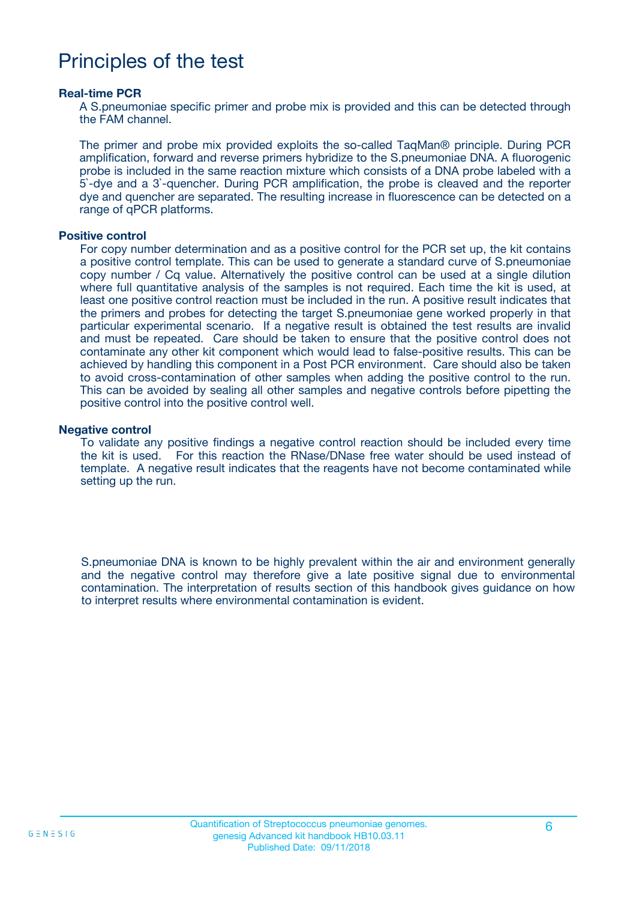# Principles of the test

### Real-time PCR

A S.pneumoniae specific primer and probe mix is provided and this can be detected through the FAM channel.

The primer and probe mix provided exploits the so-called TaqMan® principle. During PCR amplification, forward and reverse primers hybridize to the S.pneumoniae DNA. A fluorogenic probe is included in the same reaction mixture which consists of a DNA probe labeled with a 5`-dye and a 3`-quencher. During PCR amplification, the probe is cleaved and the reporter dye and quencher are separated. The resulting increase in fluorescence can be detected on a range of qPCR platforms.

### Positive control

For copy number determination and as a positive control for the PCR set up, the kit contains a positive control template. This can be used to generate a standard curve of S.pneumoniae copy number / Cq value. Alternatively the positive control can be used at a single dilution where full quantitative analysis of the samples is not required. Each time the kit is used, at least one positive control reaction must be included in the run. A positive result indicates that the primers and probes for detecting the target S.pneumoniae gene worked properly in that particular experimental scenario. If a negative result is obtained the test results are invalid and must be repeated. Care should be taken to ensure that the positive control does not contaminate any other kit component which would lead to false-positive results. This can be achieved by handling this component in a Post PCR environment. Care should also be taken to avoid cross-contamination of other samples when adding the positive control to the run. This can be avoided by sealing all other samples and negative controls before pipetting the positive control into the positive control well.

### Negative control

To validate any positive findings a negative control reaction should be included every time the kit is used. For this reaction the RNase/DNase free water should be used instead of template. A negative result indicates that the reagents have not become contaminated while setting up the run.

S.pneumoniae DNA is known to be highly prevalent within the air and environment generally and the negative control may therefore give a late positive signal due to environmental contamination. The interpretation of results section of this handbook gives guidance on how to interpret results where environmental contamination is evident.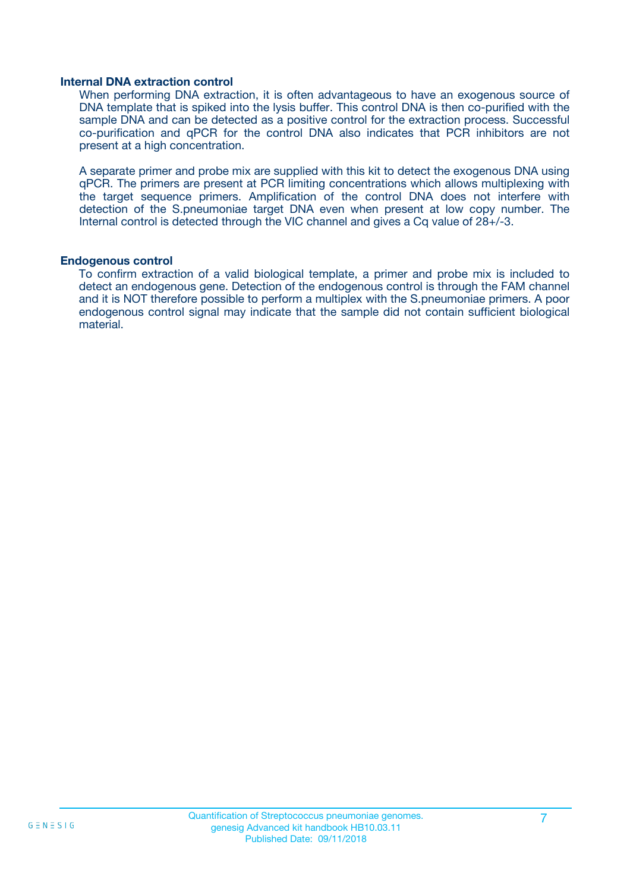### Internal DNA extraction control

When performing DNA extraction, it is often advantageous to have an exogenous source of DNA template that is spiked into the lysis buffer. This control DNA is then co-purified with the sample DNA and can be detected as a positive control for the extraction process. Successful co-purification and qPCR for the control DNA also indicates that PCR inhibitors are not present at a high concentration.

A separate primer and probe mix are supplied with this kit to detect the exogenous DNA using qPCR. The primers are present at PCR limiting concentrations which allows multiplexing with the target sequence primers. Amplification of the control DNA does not interfere with detection of the S.pneumoniae target DNA even when present at low copy number. The Internal control is detected through the VIC channel and gives a Cq value of 28+/-3.

### Endogenous control

To confirm extraction of a valid biological template, a primer and probe mix is included to detect an endogenous gene. Detection of the endogenous control is through the FAM channel and it is NOT therefore possible to perform a multiplex with the S.pneumoniae primers. A poor endogenous control signal may indicate that the sample did not contain sufficient biological material.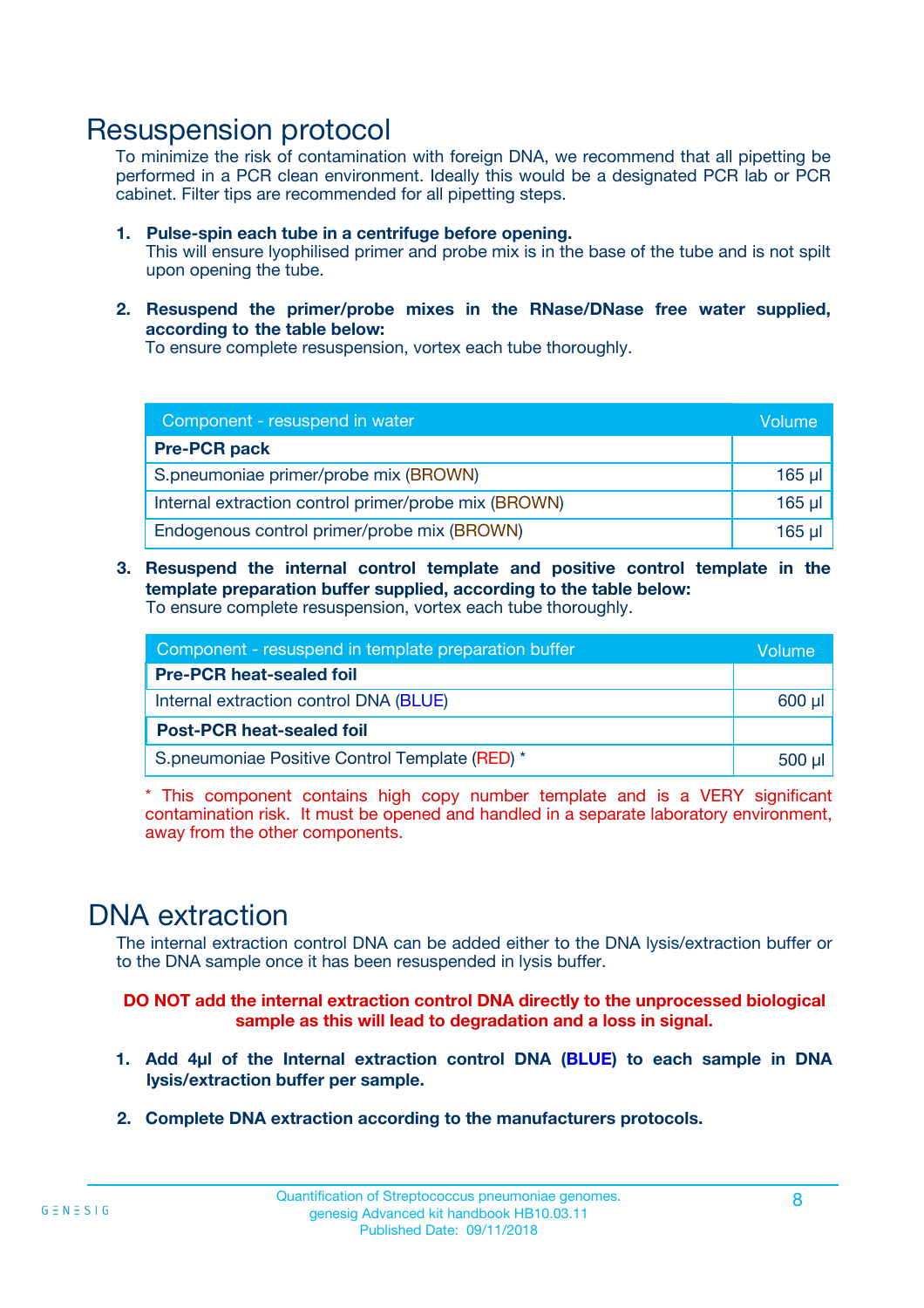# Resuspension protocol

To minimize the risk of contamination with foreign DNA, we recommend that all pipetting be performed in a PCR clean environment. Ideally this would be a designated PCR lab or PCR cabinet. Filter tips are recommended for all pipetting steps.

1. **Pulse-spin each tube in a centrifuge before opening.**
   This will ensure lyophilised primer and probe mix is in the base of the tube and is not spilt upon opening the tube.

2. **Resuspend the primer/probe mixes in the RNase/DNase free water supplied, according to the table below:**
   To ensure complete resuspension, vortex each tube thoroughly.

| Component - resuspend in water | Volume |
|---|---|
| **Pre-PCR pack** | |
| S.pneumoniae primer/probe mix (BROWN) | 165 µl |
| Internal extraction control primer/probe mix (BROWN) | 165 µl |
| Endogenous control primer/probe mix (BROWN) | 165 µl |

3. **Resuspend the internal control template and positive control template in the template preparation buffer supplied, according to the table below:**
   To ensure complete resuspension, vortex each tube thoroughly.

| Component - resuspend in template preparation buffer | Volume |
|---|---|
| **Pre-PCR heat-sealed foil** | |
| Internal extraction control DNA (BLUE) | 600 µl |
| **Post-PCR heat-sealed foil** | |
| S.pneumoniae Positive Control Template (RED) * | 500 µl |

* This component contains high copy number template and is a VERY significant contamination risk. It must be opened and handled in a separate laboratory environment, away from the other components.

# DNA extraction

The internal extraction control DNA can be added either to the DNA lysis/extraction buffer or to the DNA sample once it has been resuspended in lysis buffer.

**DO NOT add the internal extraction control DNA directly to the unprocessed biological sample as this will lead to degradation and a loss in signal.**

1. **Add 4µl of the Internal extraction control DNA (BLUE) to each sample in DNA lysis/extraction buffer per sample.**

2. **Complete DNA extraction according to the manufacturers protocols.**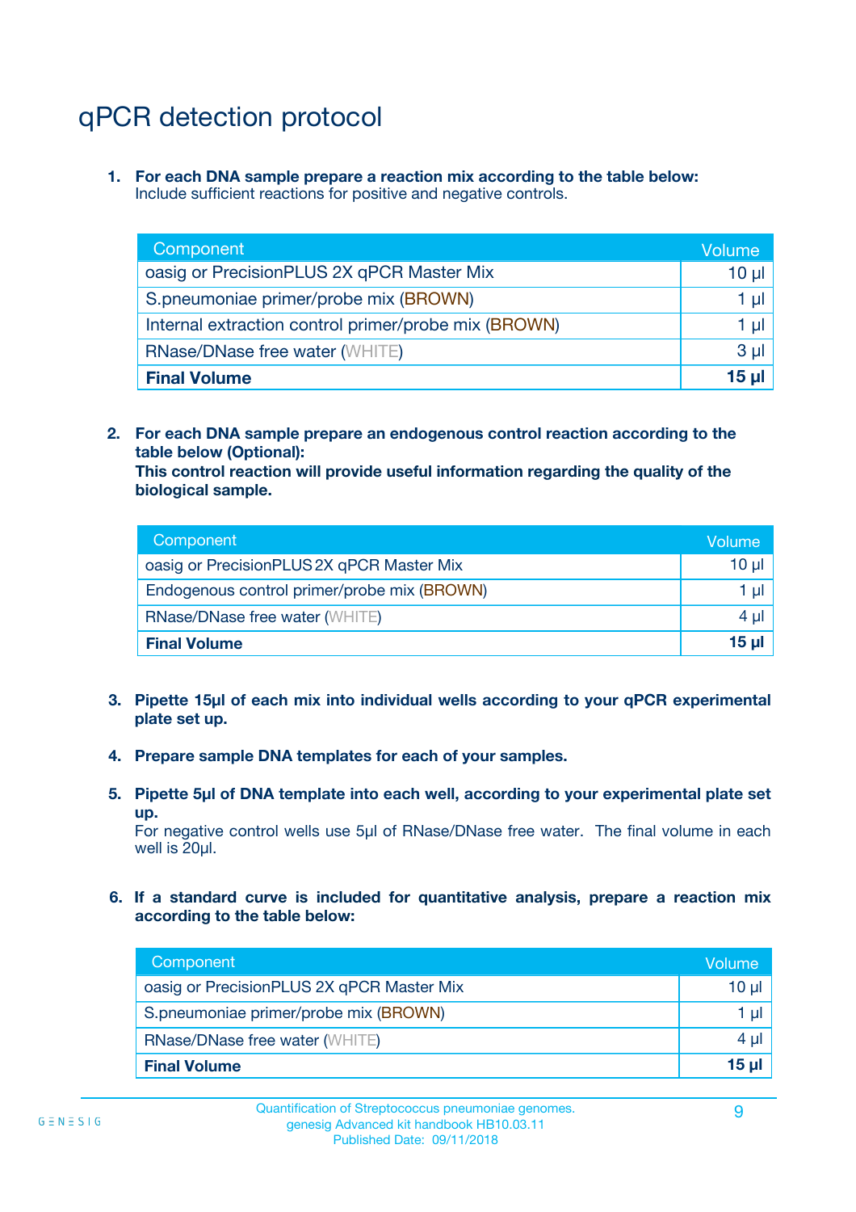# qPCR detection protocol

1. **For each DNA sample prepare a reaction mix according to the table below:**
   Include sufficient reactions for positive and negative controls.

| Component | Volume |
|---|---|
| oasig or PrecisionPLUS 2X qPCR Master Mix | 10 µl |
| S.pneumoniae primer/probe mix (BROWN) | 1 µl |
| Internal extraction control primer/probe mix (BROWN) | 1 µl |
| RNase/DNase free water (WHITE) | 3 µl |
| **Final Volume** | **15 µl** |

2. **For each DNA sample prepare an endogenous control reaction according to the table below (Optional):**
   **This control reaction will provide useful information regarding the quality of the biological sample.**

| Component | Volume |
|---|---|
| oasig or PrecisionPLUS 2X qPCR Master Mix | 10 µl |
| Endogenous control primer/probe mix (BROWN) | 1 µl |
| RNase/DNase free water (WHITE) | 4 µl |
| **Final Volume** | **15 µl** |

3. **Pipette 15µl of each mix into individual wells according to your qPCR experimental plate set up.**

4. **Prepare sample DNA templates for each of your samples.**

5. **Pipette 5µl of DNA template into each well, according to your experimental plate set up.**
   For negative control wells use 5µl of RNase/DNase free water. The final volume in each well is 20µl.

6. **If a standard curve is included for quantitative analysis, prepare a reaction mix according to the table below:**

| Component | Volume |
|---|---|
| oasig or PrecisionPLUS 2X qPCR Master Mix | 10 µl |
| S.pneumoniae primer/probe mix (BROWN) | 1 µl |
| RNase/DNase free water (WHITE) | 4 µl |
| **Final Volume** | **15 µl** |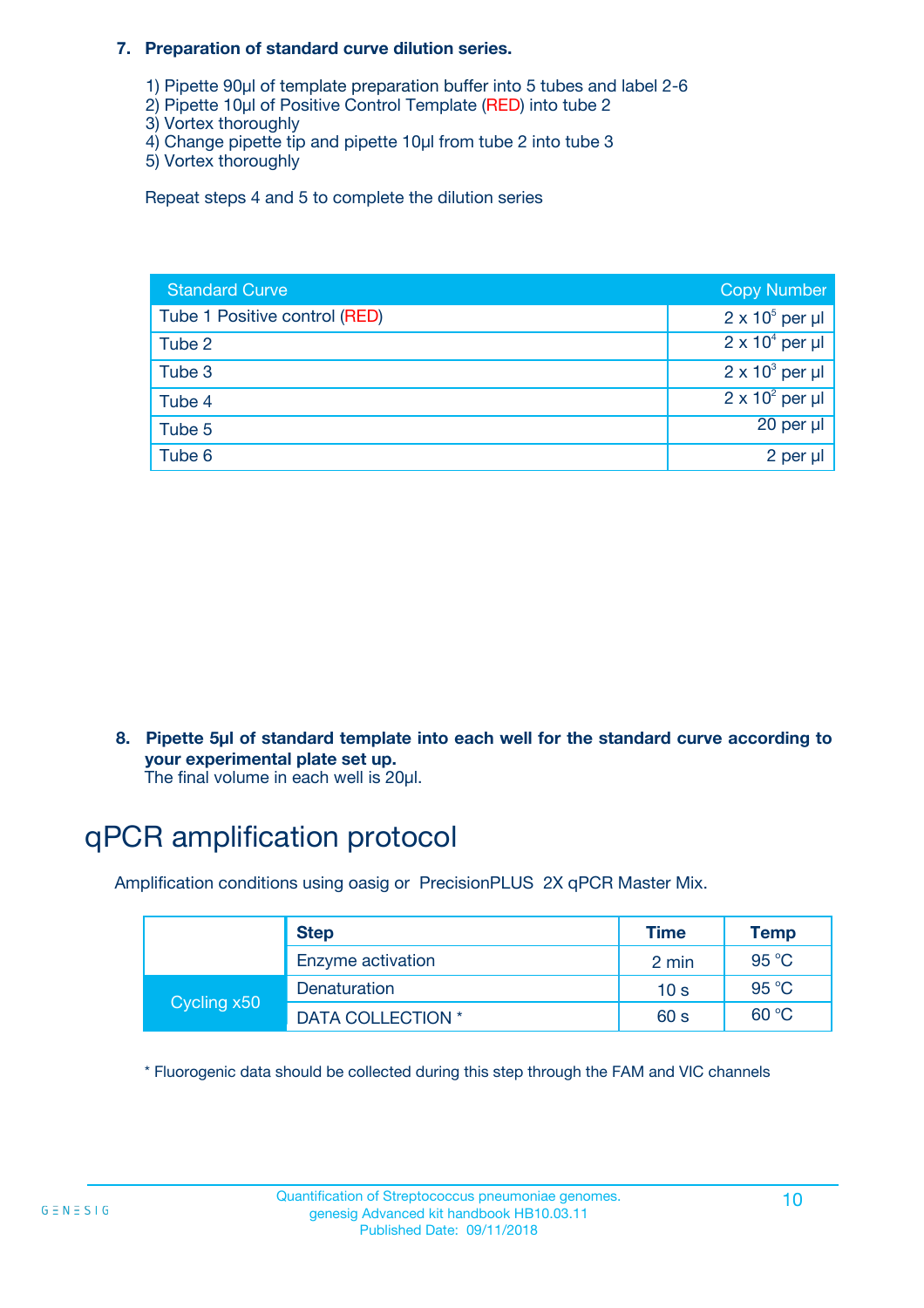**7. Preparation of standard curve dilution series.**

1) Pipette 90µl of template preparation buffer into 5 tubes and label 2-6
2) Pipette 10µl of Positive Control Template (RED) into tube 2
3) Vortex thoroughly
4) Change pipette tip and pipette 10µl from tube 2 into tube 3
5) Vortex thoroughly

Repeat steps 4 and 5 to complete the dilution series

| Standard Curve | Copy Number |
|---|---|
| Tube 1 Positive control (RED) | $2 \times 10^5$ per µl |
| Tube 2 | $2 \times 10^4$ per µl |
| Tube 3 | $2 \times 10^3$ per µl |
| Tube 4 | $2 \times 10^2$ per µl |
| Tube 5 | 20 per µl |
| Tube 6 | 2 per µl |

**8. Pipette 5µl of standard template into each well for the standard curve according to your experimental plate set up.**
The final volume in each well is 20µl.

# qPCR amplification protocol

Amplification conditions using oasig or PrecisionPLUS 2X qPCR Master Mix.

| | Step | Time | Temp |
|---|---|---|---|
| | Enzyme activation | 2 min | 95 °C |
| Cycling x50 | Denaturation | 10 s | 95 °C |
| | DATA COLLECTION * | 60 s | 60 °C |

* Fluorogenic data should be collected during this step through the FAM and VIC channels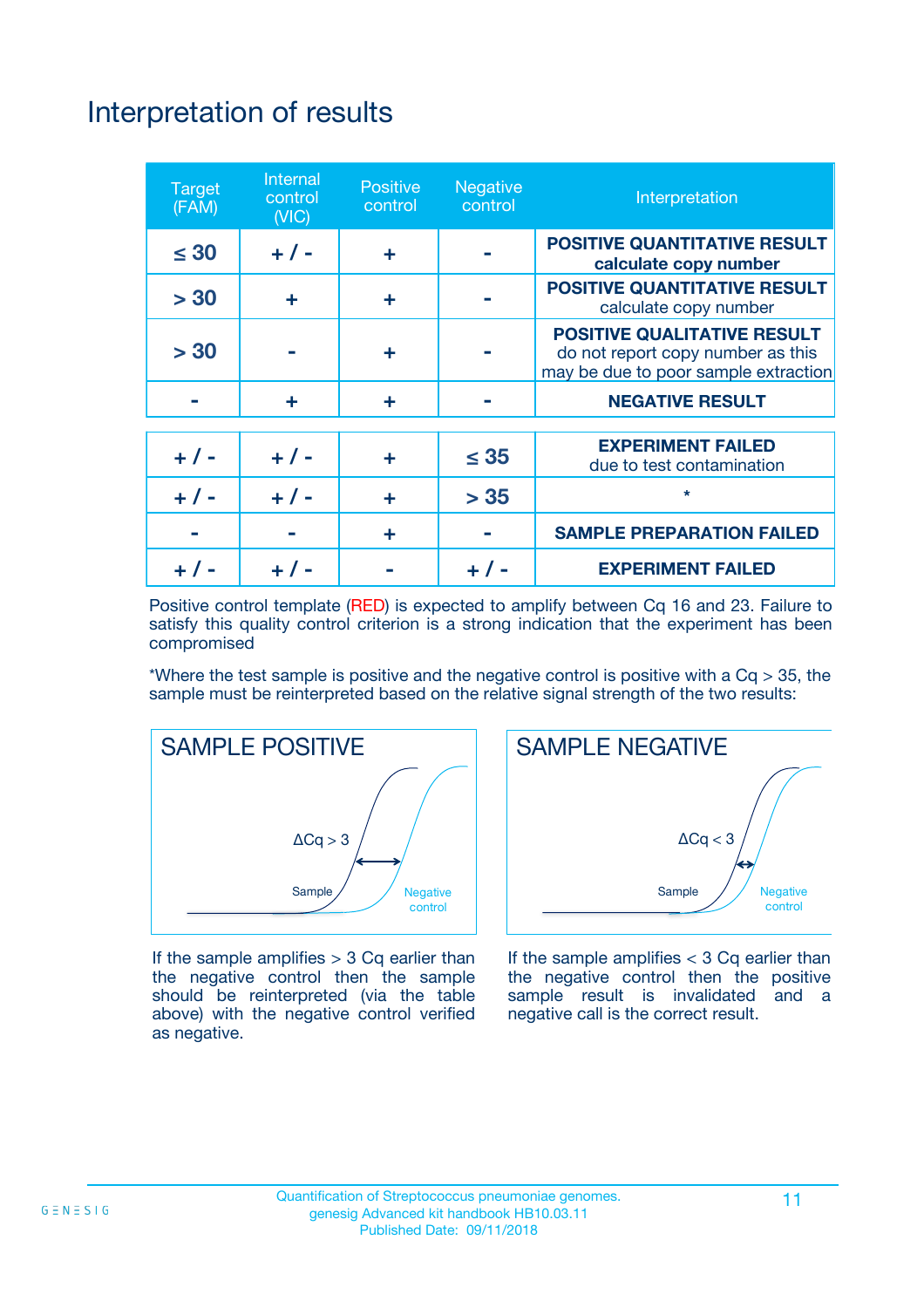# Interpretation of results

| Target (FAM) | Internal control (VIC) | Positive control | Negative control | Interpretation |
|---|---|---|---|---|
| ≤ 30 | + / - | + | - | **POSITIVE QUANTITATIVE RESULT** **calculate copy number** |
| > 30 | + | + | - | **POSITIVE QUANTITATIVE RESULT** calculate copy number |
| > 30 | - | + | - | **POSITIVE QUALITATIVE RESULT** do not report copy number as this may be due to poor sample extraction |
| - | + | + | - | **NEGATIVE RESULT** |
| + / - | + / - | + | ≤ 35 | **EXPERIMENT FAILED** due to test contamination |
| + / - | + / - | + | > 35 | * |
| - | - | + | - | **SAMPLE PREPARATION FAILED** |
| + / - | + / - | - | + / - | **EXPERIMENT FAILED** |

Positive control template (RED) is expected to amplify between Cq 16 and 23. Failure to satisfy this quality control criterion is a strong indication that the experiment has been compromised

*Where the test sample is positive and the negative control is positive with a Cq > 35, the sample must be reinterpreted based on the relative signal strength of the two results:

**SAMPLE POSITIVE**

ΔCq > 3

Sample

Negative control

If the sample amplifies > 3 Cq earlier than the negative control then the sample should be reinterpreted (via the table above) with the negative control verified as negative.

**SAMPLE NEGATIVE**

ΔCq < 3

Sample

Negative control

If the sample amplifies < 3 Cq earlier than the negative control then the positive sample result is invalidated and a negative call is the correct result.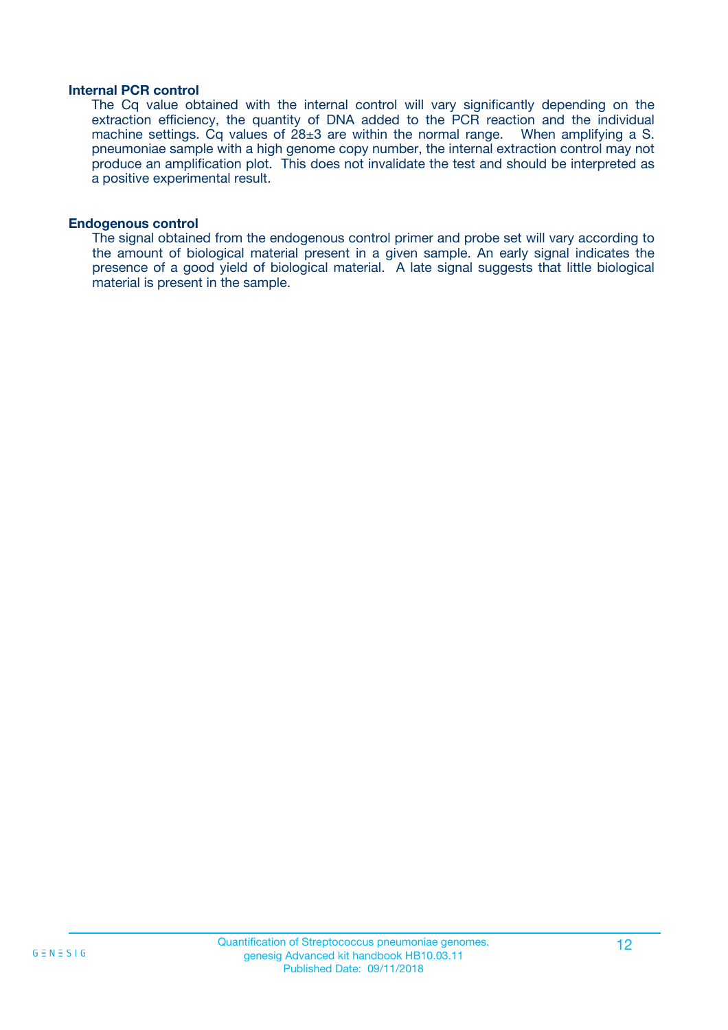### Internal PCR control

The Cq value obtained with the internal control will vary significantly depending on the extraction efficiency, the quantity of DNA added to the PCR reaction and the individual machine settings. Cq values of 28±3 are within the normal range. When amplifying a S. pneumoniae sample with a high genome copy number, the internal extraction control may not produce an amplification plot. This does not invalidate the test and should be interpreted as a positive experimental result.

### Endogenous control

The signal obtained from the endogenous control primer and probe set will vary according to the amount of biological material present in a given sample. An early signal indicates the presence of a good yield of biological material. A late signal suggests that little biological material is present in the sample.